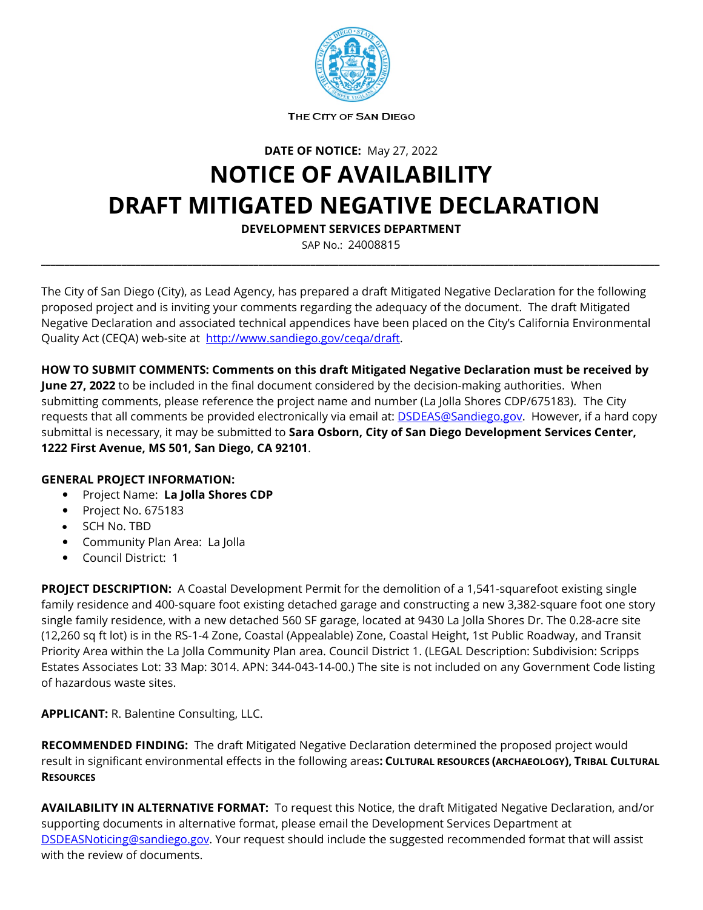THE CITY OF SAN DIEGO

**DATE OF NOTICE:** May 27, 2022

# NOTICE OF AVAILABILITY
# DRAFT MITIGATED NEGATIVE DECLARATION

**DEVELOPMENT SERVICES DEPARTMENT**

SAP No.: 24008815

---

The City of San Diego (City), as Lead Agency, has prepared a draft Mitigated Negative Declaration for the following proposed project and is inviting your comments regarding the adequacy of the document. The draft Mitigated Negative Declaration and associated technical appendices have been placed on the City's California Environmental Quality Act (CEQA) web-site at http://www.sandiego.gov/ceqa/draft.

**HOW TO SUBMIT COMMENTS: Comments on this draft Mitigated Negative Declaration must be received by June 27, 2022** to be included in the final document considered by the decision-making authorities. When submitting comments, please reference the project name and number (La Jolla Shores CDP/675183). The City requests that all comments be provided electronically via email at: DSDEAS@Sandiego.gov. However, if a hard copy submittal is necessary, it may be submitted to **Sara Osborn, City of San Diego Development Services Center, 1222 First Avenue, MS 501, San Diego, CA 92101**.

**GENERAL PROJECT INFORMATION:**

- Project Name: **La Jolla Shores CDP**
- Project No. 675183
- SCH No. TBD
- Community Plan Area: La Jolla
- Council District: 1

**PROJECT DESCRIPTION:** A Coastal Development Permit for the demolition of a 1,541-squarefoot existing single family residence and 400-square foot existing detached garage and constructing a new 3,382-square foot one story single family residence, with a new detached 560 SF garage, located at 9430 La Jolla Shores Dr. The 0.28-acre site (12,260 sq ft lot) is in the RS-1-4 Zone, Coastal (Appealable) Zone, Coastal Height, 1st Public Roadway, and Transit Priority Area within the La Jolla Community Plan area. Council District 1. (LEGAL Description: Subdivision: Scripps Estates Associates Lot: 33 Map: 3014. APN: 344-043-14-00.) The site is not included on any Government Code listing of hazardous waste sites.

**APPLICANT:** R. Balentine Consulting, LLC.

**RECOMMENDED FINDING:** The draft Mitigated Negative Declaration determined the proposed project would result in significant environmental effects in the following areas**: CULTURAL RESOURCES (ARCHAEOLOGY), TRIBAL CULTURAL RESOURCES**

**AVAILABILITY IN ALTERNATIVE FORMAT:** To request this Notice, the draft Mitigated Negative Declaration, and/or supporting documents in alternative format, please email the Development Services Department at DSDEASNoticing@sandiego.gov. Your request should include the suggested recommended format that will assist with the review of documents.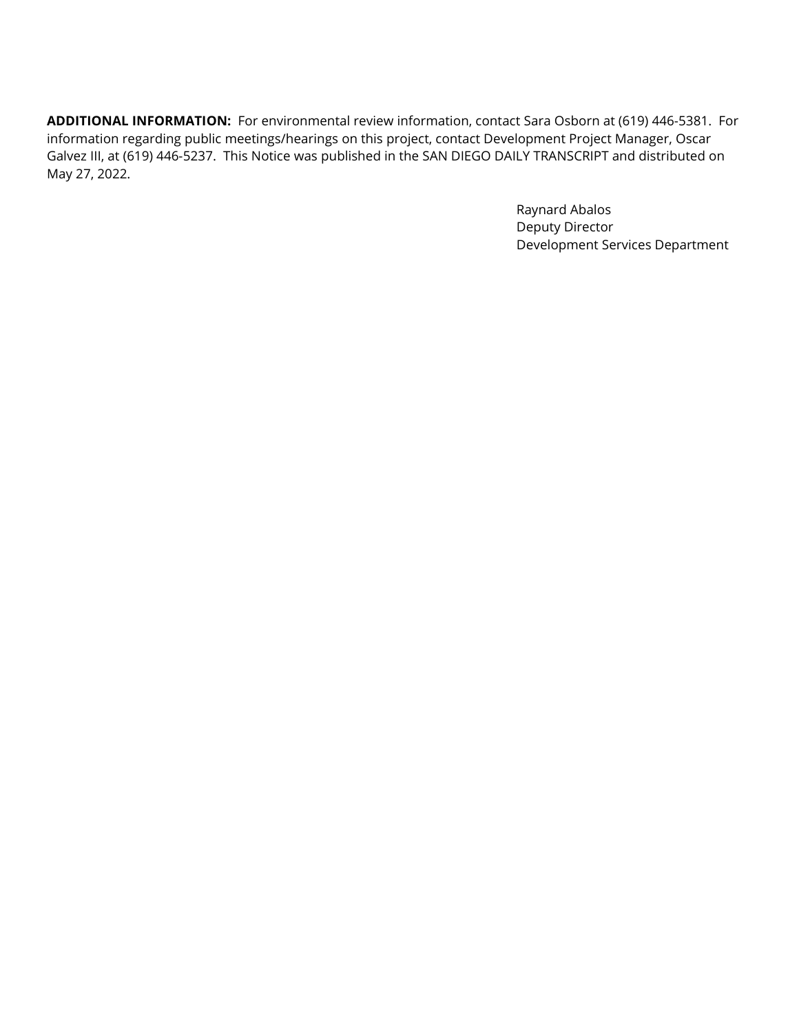**ADDITIONAL INFORMATION:** For environmental review information, contact Sara Osborn at (619) 446-5381. For information regarding public meetings/hearings on this project, contact Development Project Manager, Oscar Galvez III, at (619) 446-5237. This Notice was published in the SAN DIEGO DAILY TRANSCRIPT and distributed on May 27, 2022.

Raynard Abalos
Deputy Director
Development Services Department